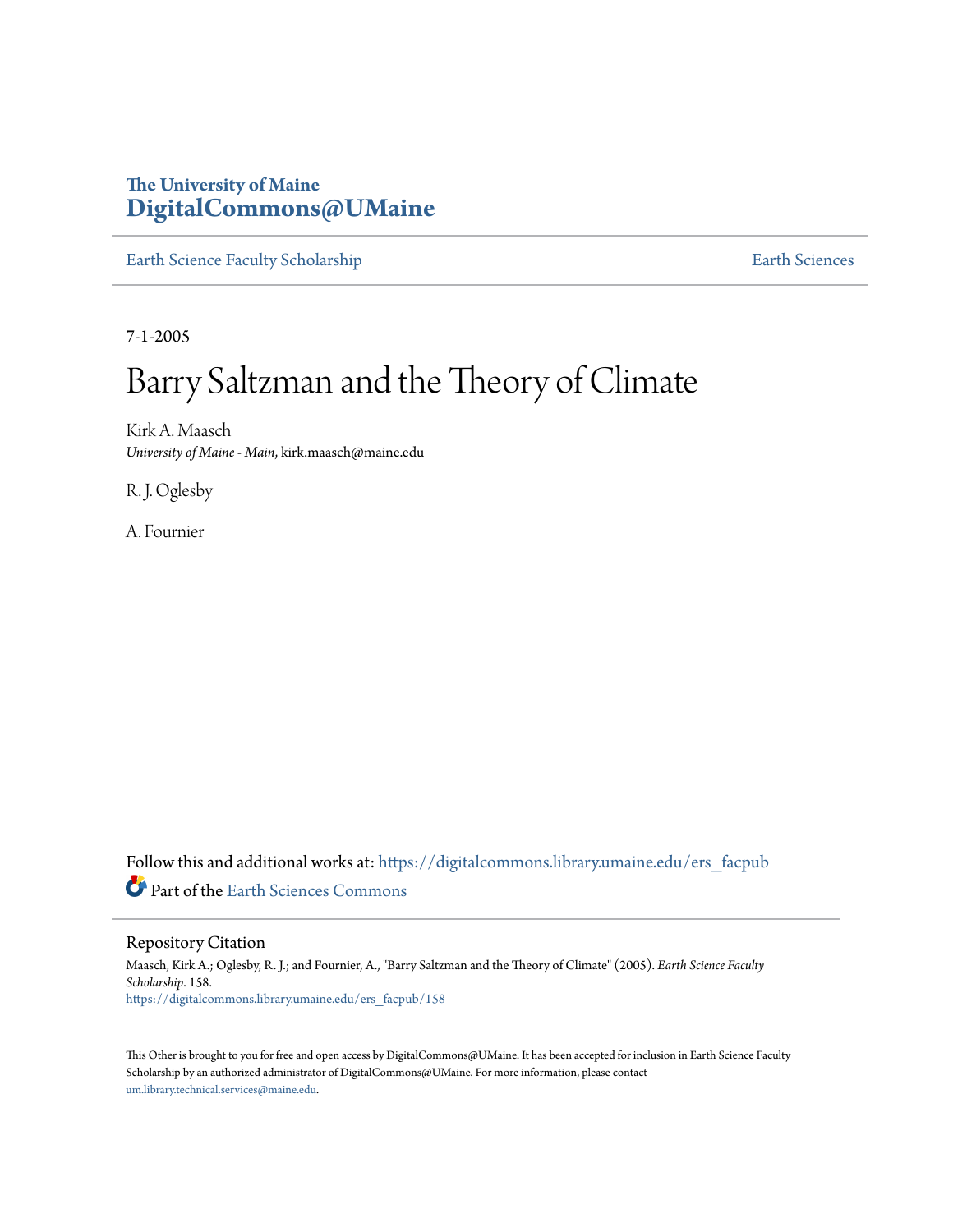The University of Maine
**DigitalCommons@UMaine**

Earth Science Faculty Scholarship | Earth Sciences

7-1-2005

# Barry Saltzman and the Theory of Climate

Kirk A. Maasch
*University of Maine - Main*, kirk.maasch@maine.edu

R. J. Oglesby

A. Fournier

Follow this and additional works at: https://digitalcommons.library.umaine.edu/ers_facpub

Part of the Earth Sciences Commons

## Repository Citation

Maasch, Kirk A.; Oglesby, R. J.; and Fournier, A., "Barry Saltzman and the Theory of Climate" (2005). *Earth Science Faculty Scholarship*. 158.
https://digitalcommons.library.umaine.edu/ers_facpub/158

This Other is brought to you for free and open access by DigitalCommons@UMaine. It has been accepted for inclusion in Earth Science Faculty Scholarship by an authorized administrator of DigitalCommons@UMaine. For more information, please contact um.library.technical.services@maine.edu.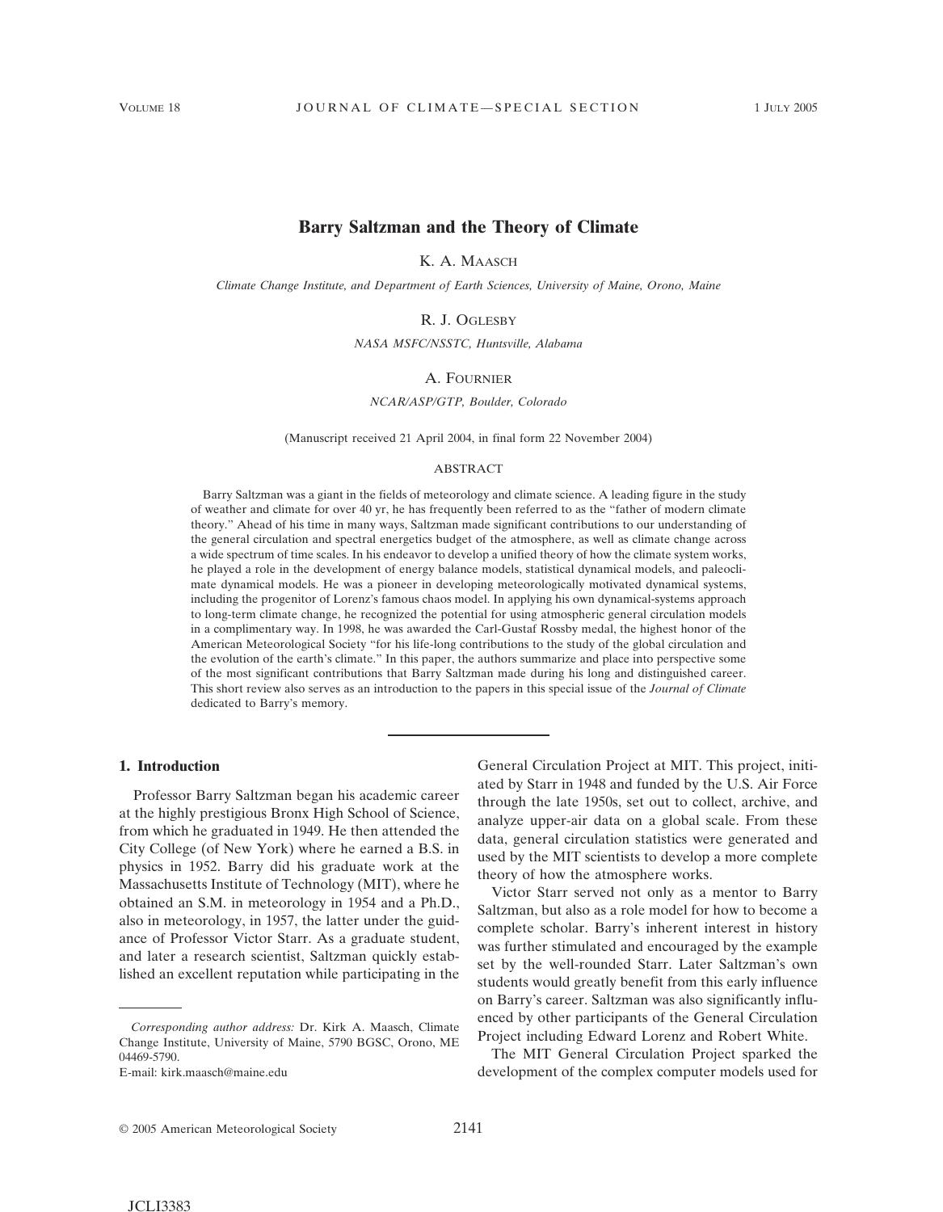# Barry Saltzman and the Theory of Climate

K. A. Maasch

*Climate Change Institute, and Department of Earth Sciences, University of Maine, Orono, Maine*

R. J. Oglesby

*NASA MSFC/NSSTC, Huntsville, Alabama*

A. Fournier

*NCAR/ASP/GTP, Boulder, Colorado*

(Manuscript received 21 April 2004, in final form 22 November 2004)

## ABSTRACT

Barry Saltzman was a giant in the fields of meteorology and climate science. A leading figure in the study of weather and climate for over 40 yr, he has frequently been referred to as the "father of modern climate theory." Ahead of his time in many ways, Saltzman made significant contributions to our understanding of the general circulation and spectral energetics budget of the atmosphere, as well as climate change across a wide spectrum of time scales. In his endeavor to develop a unified theory of how the climate system works, he played a role in the development of energy balance models, statistical dynamical models, and paleoclimate dynamical models. He was a pioneer in developing meteorologically motivated dynamical systems, including the progenitor of Lorenz's famous chaos model. In applying his own dynamical-systems approach to long-term climate change, he recognized the potential for using atmospheric general circulation models in a complimentary way. In 1998, he was awarded the Carl-Gustaf Rossby medal, the highest honor of the American Meteorological Society "for his life-long contributions to the study of the global circulation and the evolution of the earth's climate." In this paper, the authors summarize and place into perspective some of the most significant contributions that Barry Saltzman made during his long and distinguished career. This short review also serves as an introduction to the papers in this special issue of the *Journal of Climate* dedicated to Barry's memory.

## 1. Introduction

Professor Barry Saltzman began his academic career at the highly prestigious Bronx High School of Science, from which he graduated in 1949. He then attended the City College (of New York) where he earned a B.S. in physics in 1952. Barry did his graduate work at the Massachusetts Institute of Technology (MIT), where he obtained an S.M. in meteorology in 1954 and a Ph.D., also in meteorology, in 1957, the latter under the guidance of Professor Victor Starr. As a graduate student, and later a research scientist, Saltzman quickly established an excellent reputation while participating in the General Circulation Project at MIT. This project, initiated by Starr in 1948 and funded by the U.S. Air Force through the late 1950s, set out to collect, archive, and analyze upper-air data on a global scale. From these data, general circulation statistics were generated and used by the MIT scientists to develop a more complete theory of how the atmosphere works.

Victor Starr served not only as a mentor to Barry Saltzman, but also as a role model for how to become a complete scholar. Barry's inherent interest in history was further stimulated and encouraged by the example set by the well-rounded Starr. Later Saltzman's own students would greatly benefit from this early influence on Barry's career. Saltzman was also significantly influenced by other participants of the General Circulation Project including Edward Lorenz and Robert White.

The MIT General Circulation Project sparked the development of the complex computer models used for

*Corresponding author address:* Dr. Kirk A. Maasch, Climate Change Institute, University of Maine, 5790 BGSC, Orono, ME 04469-5790.
E-mail: kirk.maasch@maine.edu

© 2005 American Meteorological Society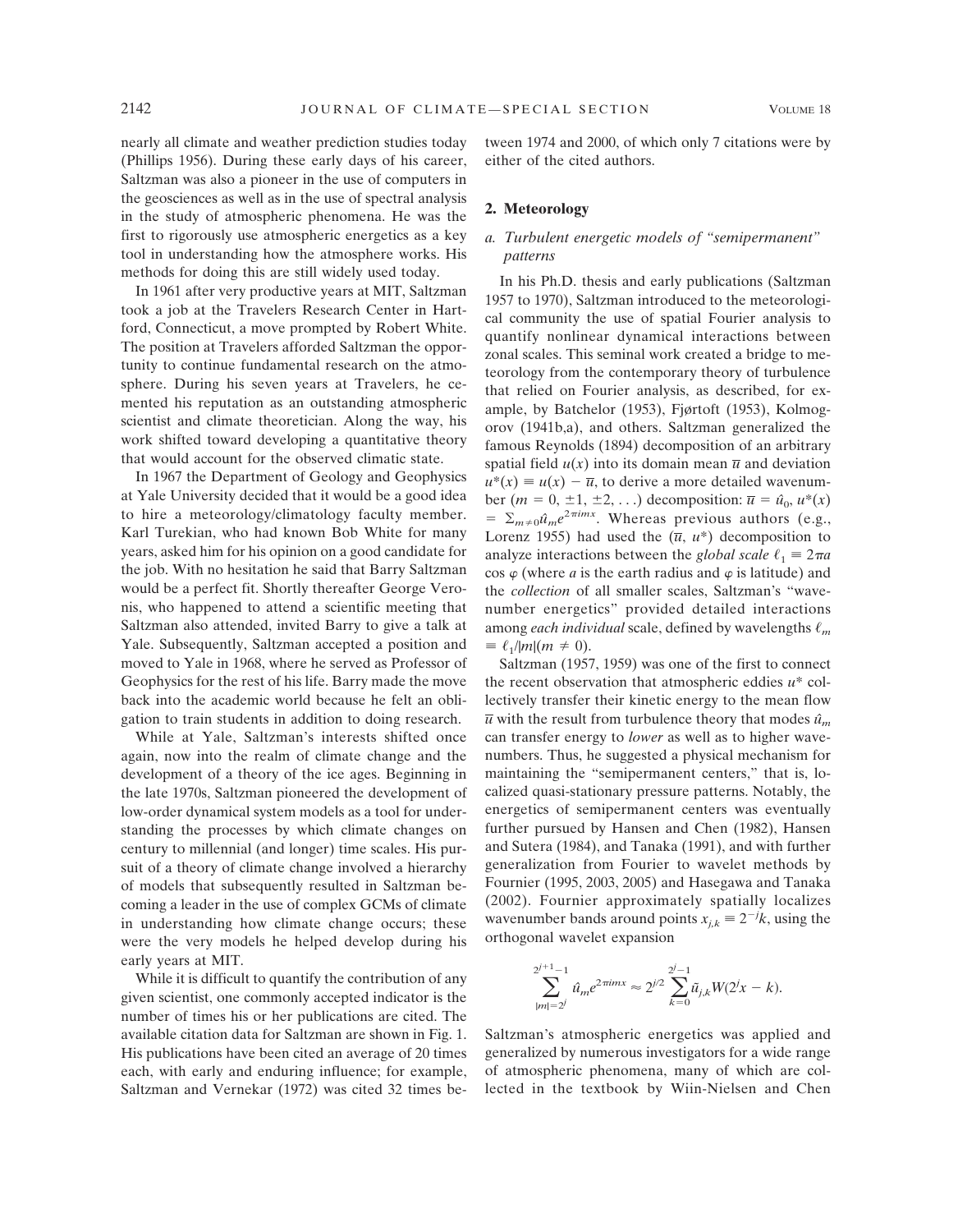nearly all climate and weather prediction studies today (Phillips 1956). During these early days of his career, Saltzman was also a pioneer in the use of computers in the geosciences as well as in the use of spectral analysis in the study of atmospheric phenomena. He was the first to rigorously use atmospheric energetics as a key tool in understanding how the atmosphere works. His methods for doing this are still widely used today.

In 1961 after very productive years at MIT, Saltzman took a job at the Travelers Research Center in Hartford, Connecticut, a move prompted by Robert White. The position at Travelers afforded Saltzman the opportunity to continue fundamental research on the atmosphere. During his seven years at Travelers, he cemented his reputation as an outstanding atmospheric scientist and climate theoretician. Along the way, his work shifted toward developing a quantitative theory that would account for the observed climatic state.

In 1967 the Department of Geology and Geophysics at Yale University decided that it would be a good idea to hire a meteorology/climatology faculty member. Karl Turekian, who had known Bob White for many years, asked him for his opinion on a good candidate for the job. With no hesitation he said that Barry Saltzman would be a perfect fit. Shortly thereafter George Veronis, who happened to attend a scientific meeting that Saltzman also attended, invited Barry to give a talk at Yale. Subsequently, Saltzman accepted a position and moved to Yale in 1968, where he served as Professor of Geophysics for the rest of his life. Barry made the move back into the academic world because he felt an obligation to train students in addition to doing research.

While at Yale, Saltzman's interests shifted once again, now into the realm of climate change and the development of a theory of the ice ages. Beginning in the late 1970s, Saltzman pioneered the development of low-order dynamical system models as a tool for understanding the processes by which climate changes on century to millennial (and longer) time scales. His pursuit of a theory of climate change involved a hierarchy of models that subsequently resulted in Saltzman becoming a leader in the use of complex GCMs of climate in understanding how climate change occurs; these were the very models he helped develop during his early years at MIT.

While it is difficult to quantify the contribution of any given scientist, one commonly accepted indicator is the number of times his or her publications are cited. The available citation data for Saltzman are shown in Fig. 1. His publications have been cited an average of 20 times each, with early and enduring influence; for example, Saltzman and Vernekar (1972) was cited 32 times between 1974 and 2000, of which only 7 citations were by either of the cited authors.

## 2. Meteorology

### a. *Turbulent energetic models of "semipermanent" patterns*

In his Ph.D. thesis and early publications (Saltzman 1957 to 1970), Saltzman introduced to the meteorological community the use of spatial Fourier analysis to quantify nonlinear dynamical interactions between zonal scales. This seminal work created a bridge to meteorology from the contemporary theory of turbulence that relied on Fourier analysis, as described, for example, by Batchelor (1953), Fjørtoft (1953), Kolmogorov (1941b,a), and others. Saltzman generalized the famous Reynolds (1894) decomposition of an arbitrary spatial field $u(x)$ into its domain mean $\overline{u}$ and deviation $u^*(x) \equiv u(x) - \overline{u}$, to derive a more detailed wavenumber ($m = 0, \pm 1, \pm 2, \ldots$) decomposition: $\overline{u} = \hat{u}_0$, $u^*(x) = \sum_{m \neq 0} \hat{u}_m e^{2\pi i m x}$. Whereas previous authors (e.g., Lorenz 1955) had used the ($\overline{u}$, $u^*$) decomposition to analyze interactions between the *global scale* $\ell_1 \equiv 2\pi a \cos \varphi$ (where $a$ is the earth radius and $\varphi$ is latitude) and the *collection* of all smaller scales, Saltzman's "wavenumber energetics" provided detailed interactions among *each individual* scale, defined by wavelengths $\ell_m \equiv \ell_1/|m| (m \neq 0)$.

Saltzman (1957, 1959) was one of the first to connect the recent observation that atmospheric eddies $u^*$ collectively transfer their kinetic energy to the mean flow $\overline{u}$ with the result from turbulence theory that modes $\hat{u}_m$ can transfer energy to *lower* as well as to higher wavenumbers. Thus, he suggested a physical mechanism for maintaining the "semipermanent centers," that is, localized quasi-stationary pressure patterns. Notably, the energetics of semipermanent centers was eventually further pursued by Hansen and Chen (1982), Hansen and Sutera (1984), and Tanaka (1991), and with further generalization from Fourier to wavelet methods by Fournier (1995, 2003, 2005) and Hasegawa and Tanaka (2002). Fournier approximately spatially localizes wavenumber bands around points $x_{j,k} \equiv 2^{-j}k$, using the orthogonal wavelet expansion

$$\sum_{|m|=2^j}^{2^{j+1}-1} \hat{u}_m e^{2\pi i m x} \approx 2^{j/2} \sum_{k=0}^{2^j-1} \tilde{u}_{j,k} W(2^j x - k).$$

Saltzman's atmospheric energetics was applied and generalized by numerous investigators for a wide range of atmospheric phenomena, many of which are collected in the textbook by Wiin-Nielsen and Chen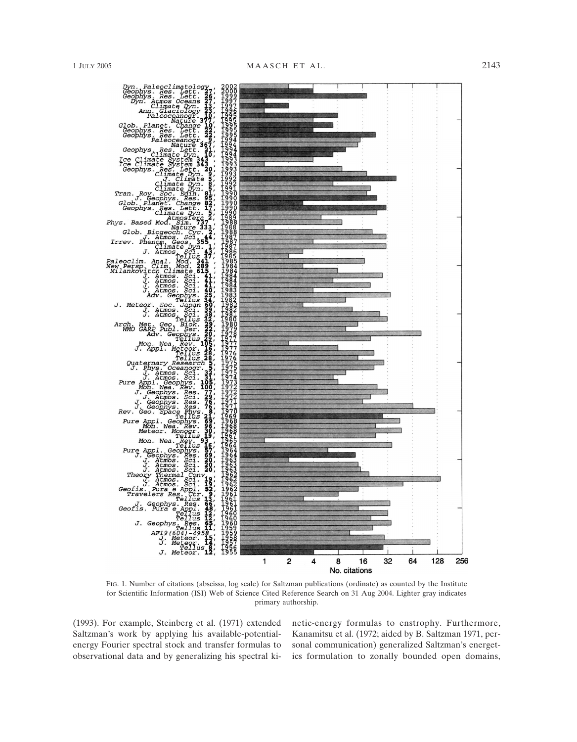FIG. 1. Number of citations (abscissa, log scale) for Saltzman publications (ordinate) as counted by the Institute for Scientific Information (ISI) Web of Science Cited Reference Search on 31 Aug 2004. Lighter gray indicates primary authorship.

(1993). For example, Steinberg et al. (1971) extended Saltzman's work by applying his available-potential-energy Fourier spectral stock and transfer formulas to observational data and by generalizing his spectral kinetic-energy formulas to enstrophy. Furthermore, Kanamitsu et al. (1972; aided by B. Saltzman 1971, personal communication) generalized Saltzman's energetics formulation to zonally bounded open domains,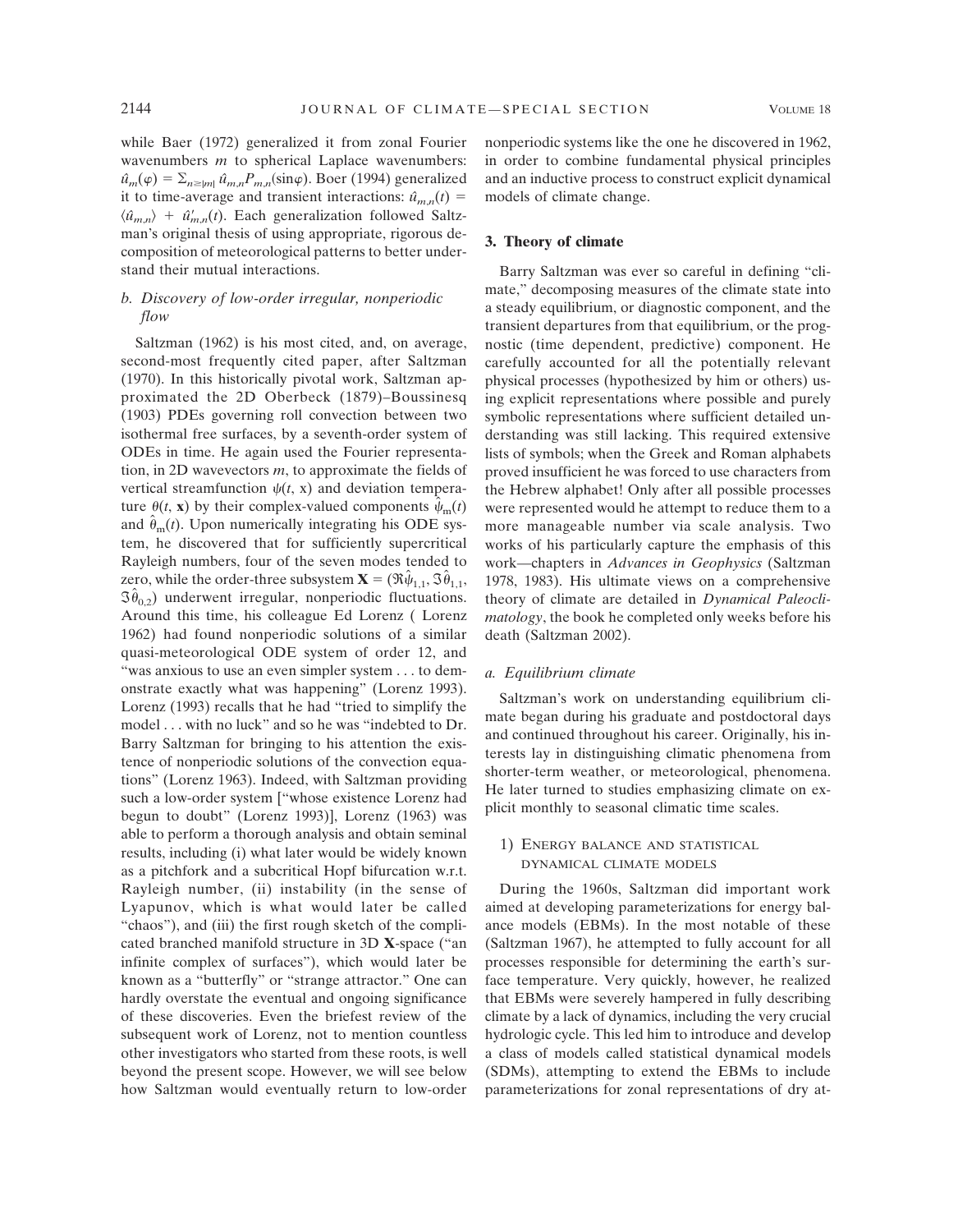while Baer (1972) generalized it from zonal Fourier wavenumbers $m$ to spherical Laplace wavenumbers: $\hat{u}_m(\varphi) = \Sigma_{n\geq|m|} \hat{u}_{m,n}P_{m,n}(\sin\varphi)$. Boer (1994) generalized it to time-average and transient interactions: $\hat{u}_{m,n}(t) = \langle\hat{u}_{m,n}\rangle + \hat{u}'_{m,n}(t)$. Each generalization followed Saltzman's original thesis of using appropriate, rigorous decomposition of meteorological patterns to better understand their mutual interactions.

### b. Discovery of low-order irregular, nonperiodic flow

Saltzman (1962) is his most cited, and, on average, second-most frequently cited paper, after Saltzman (1970). In this historically pivotal work, Saltzman approximated the 2D Oberbeck (1879)–Boussinesq (1903) PDEs governing roll convection between two isothermal free surfaces, by a seventh-order system of ODEs in time. He again used the Fourier representation, in 2D wavevectors $m$, to approximate the fields of vertical streamfunction $\psi(t, \mathrm{x})$ and deviation temperature $\theta(t, \mathbf{x})$ by their complex-valued components $\hat{\psi}_{\mathrm{m}}(t)$ and $\hat{\theta}_{\mathrm{m}}(t)$. Upon numerically integrating his ODE system, he discovered that for sufficiently supercritical Rayleigh numbers, four of the seven modes tended to zero, while the order-three subsystem $\mathbf{X} = (\Re\hat{\psi}_{1,1}, \Im\hat{\theta}_{1,1}, \Im\hat{\theta}_{0,2})$ underwent irregular, nonperiodic fluctuations. Around this time, his colleague Ed Lorenz ( Lorenz 1962) had found nonperiodic solutions of a similar quasi-meteorological ODE system of order 12, and "was anxious to use an even simpler system . . . to demonstrate exactly what was happening" (Lorenz 1993). Lorenz (1993) recalls that he had "tried to simplify the model . . . with no luck" and so he was "indebted to Dr. Barry Saltzman for bringing to his attention the existence of nonperiodic solutions of the convection equations" (Lorenz 1963). Indeed, with Saltzman providing such a low-order system ["whose existence Lorenz had begun to doubt" (Lorenz 1993)], Lorenz (1963) was able to perform a thorough analysis and obtain seminal results, including (i) what later would be widely known as a pitchfork and a subcritical Hopf bifurcation w.r.t. Rayleigh number, (ii) instability (in the sense of Lyapunov, which is what would later be called "chaos"), and (iii) the first rough sketch of the complicated branched manifold structure in 3D **X**-space ("an infinite complex of surfaces"), which would later be known as a "butterfly" or "strange attractor." One can hardly overstate the eventual and ongoing significance of these discoveries. Even the briefest review of the subsequent work of Lorenz, not to mention countless other investigators who started from these roots, is well beyond the present scope. However, we will see below how Saltzman would eventually return to low-order nonperiodic systems like the one he discovered in 1962, in order to combine fundamental physical principles and an inductive process to construct explicit dynamical models of climate change.

## 3. Theory of climate

Barry Saltzman was ever so careful in defining "climate," decomposing measures of the climate state into a steady equilibrium, or diagnostic component, and the transient departures from that equilibrium, or the prognostic (time dependent, predictive) component. He carefully accounted for all the potentially relevant physical processes (hypothesized by him or others) using explicit representations where possible and purely symbolic representations where sufficient detailed understanding was still lacking. This required extensive lists of symbols; when the Greek and Roman alphabets proved insufficient he was forced to use characters from the Hebrew alphabet! Only after all possible processes were represented would he attempt to reduce them to a more manageable number via scale analysis. Two works of his particularly capture the emphasis of this work—chapters in *Advances in Geophysics* (Saltzman 1978, 1983). His ultimate views on a comprehensive theory of climate are detailed in *Dynamical Paleoclimatology*, the book he completed only weeks before his death (Saltzman 2002).

### a. Equilibrium climate

Saltzman's work on understanding equilibrium climate began during his graduate and postdoctoral days and continued throughout his career. Originally, his interests lay in distinguishing climatic phenomena from shorter-term weather, or meteorological, phenomena. He later turned to studies emphasizing climate on explicit monthly to seasonal climatic time scales.

#### 1) Energy balance and statistical dynamical climate models

During the 1960s, Saltzman did important work aimed at developing parameterizations for energy balance models (EBMs). In the most notable of these (Saltzman 1967), he attempted to fully account for all processes responsible for determining the earth's surface temperature. Very quickly, however, he realized that EBMs were severely hampered in fully describing climate by a lack of dynamics, including the very crucial hydrologic cycle. This led him to introduce and develop a class of models called statistical dynamical models (SDMs), attempting to extend the EBMs to include parameterizations for zonal representations of dry at-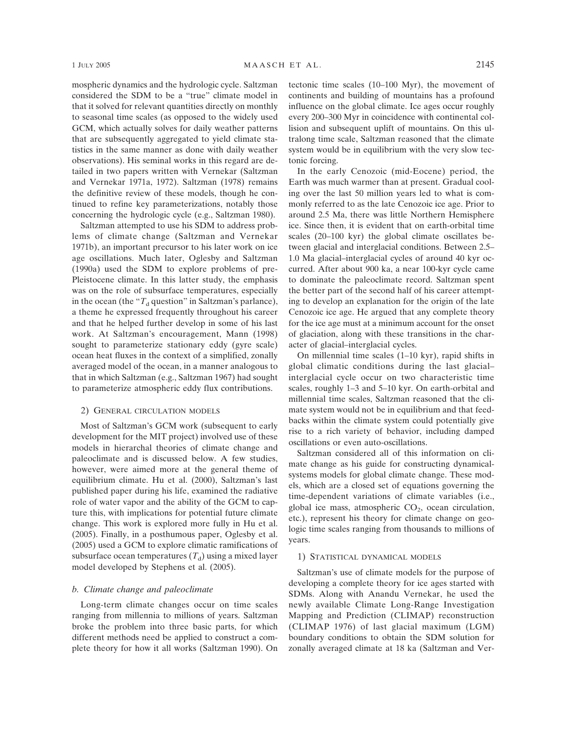mospheric dynamics and the hydrologic cycle. Saltzman considered the SDM to be a "true" climate model in that it solved for relevant quantities directly on monthly to seasonal time scales (as opposed to the widely used GCM, which actually solves for daily weather patterns that are subsequently aggregated to yield climate statistics in the same manner as done with daily weather observations). His seminal works in this regard are detailed in two papers written with Vernekar (Saltzman and Vernekar 1971a, 1972). Saltzman (1978) remains the definitive review of these models, though he continued to refine key parameterizations, notably those concerning the hydrologic cycle (e.g., Saltzman 1980).

Saltzman attempted to use his SDM to address problems of climate change (Saltzman and Vernekar 1971b), an important precursor to his later work on ice age oscillations. Much later, Oglesby and Saltzman (1990a) used the SDM to explore problems of pre-Pleistocene climate. In this latter study, the emphasis was on the role of subsurface temperatures, especially in the ocean (the "$T_d$ question" in Saltzman's parlance), a theme he expressed frequently throughout his career and that he helped further develop in some of his last work. At Saltzman's encouragement, Mann (1998) sought to parameterize stationary eddy (gyre scale) ocean heat fluxes in the context of a simplified, zonally averaged model of the ocean, in a manner analogous to that in which Saltzman (e.g., Saltzman 1967) had sought to parameterize atmospheric eddy flux contributions.

#### 2) General circulation models

Most of Saltzman's GCM work (subsequent to early development for the MIT project) involved use of these models in hierarchal theories of climate change and paleoclimate and is discussed below. A few studies, however, were aimed more at the general theme of equilibrium climate. Hu et al. (2000), Saltzman's last published paper during his life, examined the radiative role of water vapor and the ability of the GCM to capture this, with implications for potential future climate change. This work is explored more fully in Hu et al. (2005). Finally, in a posthumous paper, Oglesby et al. (2005) used a GCM to explore climatic ramifications of subsurface ocean temperatures ($T_d$) using a mixed layer model developed by Stephens et al. (2005).

### b. *Climate change and paleoclimate*

Long-term climate changes occur on time scales ranging from millennia to millions of years. Saltzman broke the problem into three basic parts, for which different methods need be applied to construct a complete theory for how it all works (Saltzman 1990). On tectonic time scales (10–100 Myr), the movement of continents and building of mountains has a profound influence on the global climate. Ice ages occur roughly every 200–300 Myr in coincidence with continental collision and subsequent uplift of mountains. On this ultralong time scale, Saltzman reasoned that the climate system would be in equilibrium with the very slow tectonic forcing.

In the early Cenozoic (mid-Eocene) period, the Earth was much warmer than at present. Gradual cooling over the last 50 million years led to what is commonly referred to as the late Cenozoic ice age. Prior to around 2.5 Ma, there was little Northern Hemisphere ice. Since then, it is evident that on earth-orbital time scales (20–100 kyr) the global climate oscillates between glacial and interglacial conditions. Between 2.5–1.0 Ma glacial–interglacial cycles of around 40 kyr occurred. After about 900 ka, a near 100-kyr cycle came to dominate the paleoclimate record. Saltzman spent the better part of the second half of his career attempting to develop an explanation for the origin of the late Cenozoic ice age. He argued that any complete theory for the ice age must at a minimum account for the onset of glaciation, along with these transitions in the character of glacial–interglacial cycles.

On millennial time scales (1–10 kyr), rapid shifts in global climatic conditions during the last glacial–interglacial cycle occur on two characteristic time scales, roughly 1–3 and 5–10 kyr. On earth-orbital and millennial time scales, Saltzman reasoned that the climate system would not be in equilibrium and that feedbacks within the climate system could potentially give rise to a rich variety of behavior, including damped oscillations or even auto-oscillations.

Saltzman considered all of this information on climate change as his guide for constructing dynamical-systems models for global climate change. These models, which are a closed set of equations governing the time-dependent variations of climate variables (i.e., global ice mass, atmospheric $CO_2$, ocean circulation, etc.), represent his theory for climate change on geologic time scales ranging from thousands to millions of years.

#### 1) Statistical dynamical models

Saltzman's use of climate models for the purpose of developing a complete theory for ice ages started with SDMs. Along with Anandu Vernekar, he used the newly available Climate Long-Range Investigation Mapping and Prediction (CLIMAP) reconstruction (CLIMAP 1976) of last glacial maximum (LGM) boundary conditions to obtain the SDM solution for zonally averaged climate at 18 ka (Saltzman and Ver-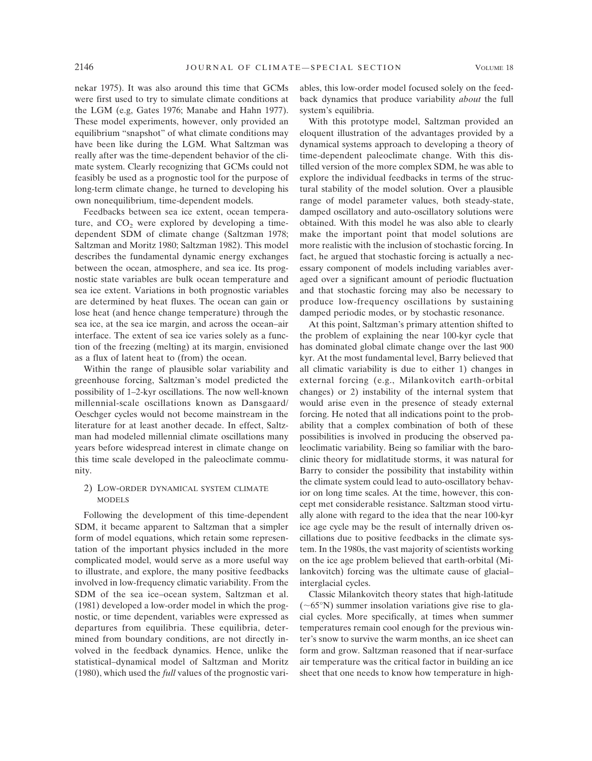nekar 1975). It was also around this time that GCMs were first used to try to simulate climate conditions at the LGM (e.g, Gates 1976; Manabe and Hahn 1977). These model experiments, however, only provided an equilibrium "snapshot" of what climate conditions may have been like during the LGM. What Saltzman was really after was the time-dependent behavior of the climate system. Clearly recognizing that GCMs could not feasibly be used as a prognostic tool for the purpose of long-term climate change, he turned to developing his own nonequilibrium, time-dependent models.

Feedbacks between sea ice extent, ocean temperature, and $CO_2$ were explored by developing a time-dependent SDM of climate change (Saltzman 1978; Saltzman and Moritz 1980; Saltzman 1982). This model describes the fundamental dynamic energy exchanges between the ocean, atmosphere, and sea ice. Its prognostic state variables are bulk ocean temperature and sea ice extent. Variations in both prognostic variables are determined by heat fluxes. The ocean can gain or lose heat (and hence change temperature) through the sea ice, at the sea ice margin, and across the ocean–air interface. The extent of sea ice varies solely as a function of the freezing (melting) at its margin, envisioned as a flux of latent heat to (from) the ocean.

Within the range of plausible solar variability and greenhouse forcing, Saltzman's model predicted the possibility of 1–2-kyr oscillations. The now well-known millennial-scale oscillations known as Dansgaard/Oeschger cycles would not become mainstream in the literature for at least another decade. In effect, Saltzman had modeled millennial climate oscillations many years before widespread interest in climate change on this time scale developed in the paleoclimate community.

### 2) Low-order dynamical system climate models

Following the development of this time-dependent SDM, it became apparent to Saltzman that a simpler form of model equations, which retain some representation of the important physics included in the more complicated model, would serve as a more useful way to illustrate, and explore, the many positive feedbacks involved in low-frequency climatic variability. From the SDM of the sea ice–ocean system, Saltzman et al. (1981) developed a low-order model in which the prognostic, or time dependent, variables were expressed as departures from equilibria. These equilibria, determined from boundary conditions, are not directly involved in the feedback dynamics. Hence, unlike the statistical–dynamical model of Saltzman and Moritz (1980), which used the *full* values of the prognostic variables, this low-order model focused solely on the feedback dynamics that produce variability *about* the full system's equilibria.

With this prototype model, Saltzman provided an eloquent illustration of the advantages provided by a dynamical systems approach to developing a theory of time-dependent paleoclimate change. With this distilled version of the more complex SDM, he was able to explore the individual feedbacks in terms of the structural stability of the model solution. Over a plausible range of model parameter values, both steady-state, damped oscillatory and auto-oscillatory solutions were obtained. With this model he was also able to clearly make the important point that model solutions are more realistic with the inclusion of stochastic forcing. In fact, he argued that stochastic forcing is actually a necessary component of models including variables averaged over a significant amount of periodic fluctuation and that stochastic forcing may also be necessary to produce low-frequency oscillations by sustaining damped periodic modes, or by stochastic resonance.

At this point, Saltzman's primary attention shifted to the problem of explaining the near 100-kyr cycle that has dominated global climate change over the last 900 kyr. At the most fundamental level, Barry believed that all climatic variability is due to either 1) changes in external forcing (e.g., Milankovitch earth-orbital changes) or 2) instability of the internal system that would arise even in the presence of steady external forcing. He noted that all indications point to the probability that a complex combination of both of these possibilities is involved in producing the observed paleoclimatic variability. Being so familiar with the baroclinic theory for midlatitude storms, it was natural for Barry to consider the possibility that instability within the climate system could lead to auto-oscillatory behavior on long time scales. At the time, however, this concept met considerable resistance. Saltzman stood virtually alone with regard to the idea that the near 100-kyr ice age cycle may be the result of internally driven oscillations due to positive feedbacks in the climate system. In the 1980s, the vast majority of scientists working on the ice age problem believed that earth-orbital (Milankovitch) forcing was the ultimate cause of glacial–interglacial cycles.

Classic Milankovitch theory states that high-latitude ($\sim$65°N) summer insolation variations give rise to glacial cycles. More specifically, at times when summer temperatures remain cool enough for the previous winter's snow to survive the warm months, an ice sheet can form and grow. Saltzman reasoned that if near-surface air temperature was the critical factor in building an ice sheet that one needs to know how temperature in high-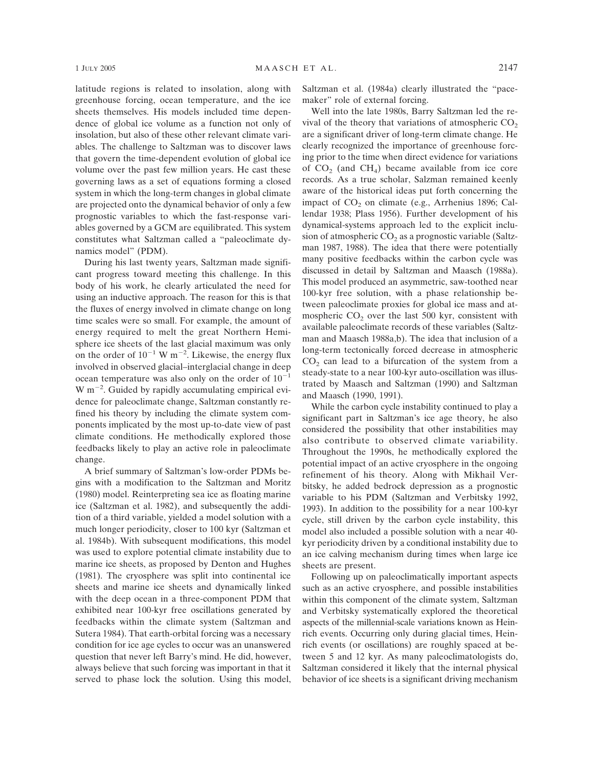latitude regions is related to insolation, along with greenhouse forcing, ocean temperature, and the ice sheets themselves. His models included time dependence of global ice volume as a function not only of insolation, but also of these other relevant climate variables. The challenge to Saltzman was to discover laws that govern the time-dependent evolution of global ice volume over the past few million years. He cast these governing laws as a set of equations forming a closed system in which the long-term changes in global climate are projected onto the dynamical behavior of only a few prognostic variables to which the fast-response variables governed by a GCM are equilibrated. This system constitutes what Saltzman called a "paleoclimate dynamics model" (PDM).

During his last twenty years, Saltzman made significant progress toward meeting this challenge. In this body of his work, he clearly articulated the need for using an inductive approach. The reason for this is that the fluxes of energy involved in climate change on long time scales were so small. For example, the amount of energy required to melt the great Northern Hemisphere ice sheets of the last glacial maximum was only on the order of $10^{-1}$ W m$^{-2}$. Likewise, the energy flux involved in observed glacial–interglacial change in deep ocean temperature was also only on the order of $10^{-1}$ W m$^{-2}$. Guided by rapidly accumulating empirical evidence for paleoclimate change, Saltzman constantly refined his theory by including the climate system components implicated by the most up-to-date view of past climate conditions. He methodically explored those feedbacks likely to play an active role in paleoclimate change.

A brief summary of Saltzman's low-order PDMs begins with a modification to the Saltzman and Moritz (1980) model. Reinterpreting sea ice as floating marine ice (Saltzman et al. 1982), and subsequently the addition of a third variable, yielded a model solution with a much longer periodicity, closer to 100 kyr (Saltzman et al. 1984b). With subsequent modifications, this model was used to explore potential climate instability due to marine ice sheets, as proposed by Denton and Hughes (1981). The cryosphere was split into continental ice sheets and marine ice sheets and dynamically linked with the deep ocean in a three-component PDM that exhibited near 100-kyr free oscillations generated by feedbacks within the climate system (Saltzman and Sutera 1984). That earth-orbital forcing was a necessary condition for ice age cycles to occur was an unanswered question that never left Barry's mind. He did, however, always believe that such forcing was important in that it served to phase lock the solution. Using this model, Saltzman et al. (1984a) clearly illustrated the "pacemaker" role of external forcing.

Well into the late 1980s, Barry Saltzman led the revival of the theory that variations of atmospheric $CO_2$ are a significant driver of long-term climate change. He clearly recognized the importance of greenhouse forcing prior to the time when direct evidence for variations of $CO_2$ (and $CH_4$) became available from ice core records. As a true scholar, Salzman remained keenly aware of the historical ideas put forth concerning the impact of $CO_2$ on climate (e.g., Arrhenius 1896; Callendar 1938; Plass 1956). Further development of his dynamical-systems approach led to the explicit inclusion of atmospheric $CO_2$ as a prognostic variable (Saltzman 1987, 1988). The idea that there were potentially many positive feedbacks within the carbon cycle was discussed in detail by Saltzman and Maasch (1988a). This model produced an asymmetric, saw-toothed near 100-kyr free solution, with a phase relationship between paleoclimate proxies for global ice mass and atmospheric $CO_2$ over the last 500 kyr, consistent with available paleoclimate records of these variables (Saltzman and Maasch 1988a,b). The idea that inclusion of a long-term tectonically forced decrease in atmospheric $CO_2$ can lead to a bifurcation of the system from a steady-state to a near 100-kyr auto-oscillation was illustrated by Maasch and Saltzman (1990) and Saltzman and Maasch (1990, 1991).

While the carbon cycle instability continued to play a significant part in Saltzman's ice age theory, he also considered the possibility that other instabilities may also contribute to observed climate variability. Throughout the 1990s, he methodically explored the potential impact of an active cryosphere in the ongoing refinement of his theory. Along with Mikhail Verbitsky, he added bedrock depression as a prognostic variable to his PDM (Saltzman and Verbitsky 1992, 1993). In addition to the possibility for a near 100-kyr cycle, still driven by the carbon cycle instability, this model also included a possible solution with a near 40-kyr periodicity driven by a conditional instability due to an ice calving mechanism during times when large ice sheets are present.

Following up on paleoclimatically important aspects such as an active cryosphere, and possible instabilities within this component of the climate system, Saltzman and Verbitsky systematically explored the theoretical aspects of the millennial-scale variations known as Heinrich events. Occurring only during glacial times, Heinrich events (or oscillations) are roughly spaced at between 5 and 12 kyr. As many paleoclimatologists do, Saltzman considered it likely that the internal physical behavior of ice sheets is a significant driving mechanism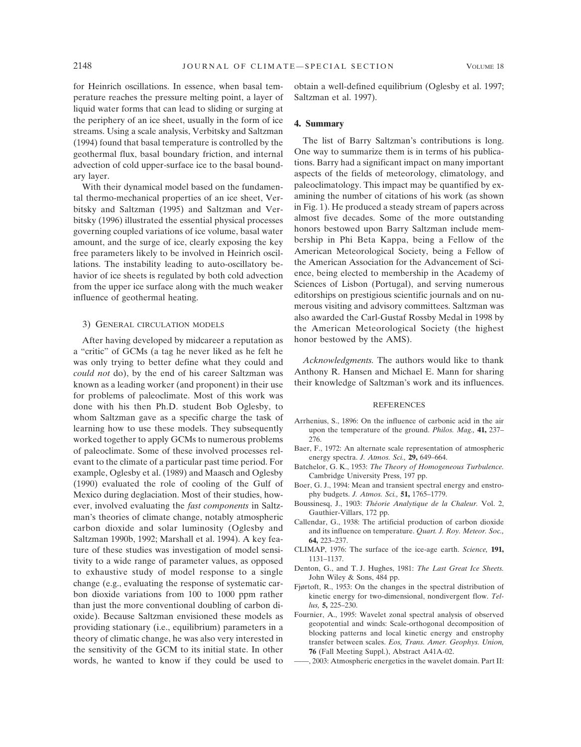for Heinrich oscillations. In essence, when basal temperature reaches the pressure melting point, a layer of liquid water forms that can lead to sliding or surging at the periphery of an ice sheet, usually in the form of ice streams. Using a scale analysis, Verbitsky and Saltzman (1994) found that basal temperature is controlled by the geothermal flux, basal boundary friction, and internal advection of cold upper-surface ice to the basal boundary layer.

With their dynamical model based on the fundamental thermo-mechanical properties of an ice sheet, Verbitsky and Saltzman (1995) and Saltzman and Verbitsky (1996) illustrated the essential physical processes governing coupled variations of ice volume, basal water amount, and the surge of ice, clearly exposing the key free parameters likely to be involved in Heinrich oscillations. The instability leading to auto-oscillatory behavior of ice sheets is regulated by both cold advection from the upper ice surface along with the much weaker influence of geothermal heating.

#### 3) General circulation models

After having developed by midcareer a reputation as a "critic" of GCMs (a tag he never liked as he felt he was only trying to better define what they could and *could not* do), by the end of his career Saltzman was known as a leading worker (and proponent) in their use for problems of paleoclimate. Most of this work was done with his then Ph.D. student Bob Oglesby, to whom Saltzman gave as a specific charge the task of learning how to use these models. They subsequently worked together to apply GCMs to numerous problems of paleoclimate. Some of these involved processes relevant to the climate of a particular past time period. For example, Oglesby et al. (1989) and Maasch and Oglesby (1990) evaluated the role of cooling of the Gulf of Mexico during deglaciation. Most of their studies, however, involved evaluating the *fast components* in Saltzman's theories of climate change, notably atmospheric carbon dioxide and solar luminosity (Oglesby and Saltzman 1990b, 1992; Marshall et al. 1994). A key feature of these studies was investigation of model sensitivity to a wide range of parameter values, as opposed to exhaustive study of model response to a single change (e.g., evaluating the response of systematic carbon dioxide variations from 100 to 1000 ppm rather than just the more conventional doubling of carbon dioxide). Because Saltzman envisioned these models as providing stationary (i.e., equilibrium) parameters in a theory of climatic change, he was also very interested in the sensitivity of the GCM to its initial state. In other words, he wanted to know if they could be used to obtain a well-defined equilibrium (Oglesby et al. 1997; Saltzman et al. 1997).

## 4. Summary

The list of Barry Saltzman's contributions is long. One way to summarize them is in terms of his publications. Barry had a significant impact on many important aspects of the fields of meteorology, climatology, and paleoclimatology. This impact may be quantified by examining the number of citations of his work (as shown in Fig. 1). He produced a steady stream of papers across almost five decades. Some of the more outstanding honors bestowed upon Barry Saltzman include membership in Phi Beta Kappa, being a Fellow of the American Meteorological Society, being a Fellow of the American Association for the Advancement of Science, being elected to membership in the Academy of Sciences of Lisbon (Portugal), and serving numerous editorships on prestigious scientific journals and on numerous visiting and advisory committees. Saltzman was also awarded the Carl-Gustaf Rossby Medal in 1998 by the American Meteorological Society (the highest honor bestowed by the AMS).

*Acknowledgments.* The authors would like to thank Anthony R. Hansen and Michael E. Mann for sharing their knowledge of Saltzman's work and its influences.

## REFERENCES

Arrhenius, S., 1896: On the influence of carbonic acid in the air upon the temperature of the ground. *Philos. Mag.,* **41,** 237–276.

Baer, F., 1972: An alternate scale representation of atmospheric energy spectra. *J. Atmos. Sci.,* **29,** 649–664.

Batchelor, G. K., 1953: *The Theory of Homogeneous Turbulence.* Cambridge University Press, 197 pp.

Boer, G. J., 1994: Mean and transient spectral energy and enstrophy budgets. *J. Atmos. Sci.,* **51,** 1765–1779.

Boussinesq, J., 1903: *Théorie Analytique de la Chaleur.* Vol. 2, Gauthier-Villars, 172 pp.

Callendar, G., 1938: The artificial production of carbon dioxide and its influence on temperature. *Quart. J. Roy. Meteor. Soc.,* **64,** 223–237.

CLIMAP, 1976: The surface of the ice-age earth. *Science,* **191,** 1131–1137.

Denton, G., and T. J. Hughes, 1981: *The Last Great Ice Sheets.* John Wiley & Sons, 484 pp.

Fjørtoft, R., 1953: On the changes in the spectral distribution of kinetic energy for two-dimensional, nondivergent flow. *Tellus,* **5,** 225–230.

Fournier, A., 1995: Wavelet zonal spectral analysis of observed geopotential and winds: Scale-orthogonal decomposition of blocking patterns and local kinetic energy and enstrophy transfer between scales. *Eos, Trans. Amer. Geophys. Union,* **76** (Fall Meeting Suppl.), Abstract A41A-02.

——, 2003: Atmospheric energetics in the wavelet domain. Part II: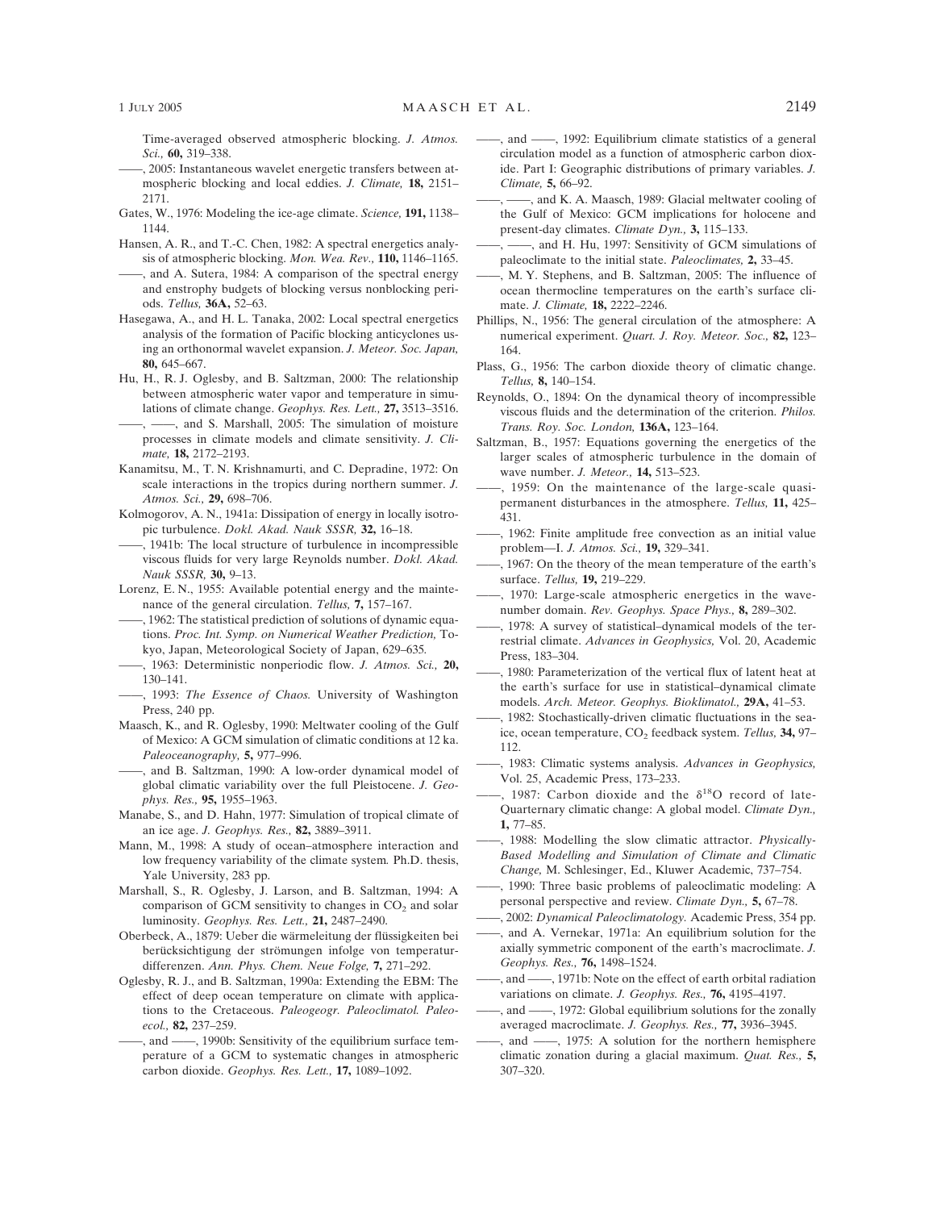Time-averaged observed atmospheric blocking. *J. Atmos. Sci.,* **60,** 319–338.

——, 2005: Instantaneous wavelet energetic transfers between atmospheric blocking and local eddies. *J. Climate,* **18,** 2151–2171.

Gates, W., 1976: Modeling the ice-age climate. *Science,* **191,** 1138–1144.

Hansen, A. R., and T.-C. Chen, 1982: A spectral energetics analysis of atmospheric blocking. *Mon. Wea. Rev.,* **110,** 1146–1165.

——, and A. Sutera, 1984: A comparison of the spectral energy and enstrophy budgets of blocking versus nonblocking periods. *Tellus,* **36A,** 52–63.

Hasegawa, A., and H. L. Tanaka, 2002: Local spectral energetics analysis of the formation of Pacific blocking anticyclones using an orthonormal wavelet expansion. *J. Meteor. Soc. Japan,* **80,** 645–667.

Hu, H., R. J. Oglesby, and B. Saltzman, 2000: The relationship between atmospheric water vapor and temperature in simulations of climate change. *Geophys. Res. Lett.,* **27,** 3513–3516.

——, ——, and S. Marshall, 2005: The simulation of moisture processes in climate models and climate sensitivity. *J. Climate,* **18,** 2172–2193.

Kanamitsu, M., T. N. Krishnamurti, and C. Depradine, 1972: On scale interactions in the tropics during northern summer. *J. Atmos. Sci.,* **29,** 698–706.

Kolmogorov, A. N., 1941a: Dissipation of energy in locally isotropic turbulence. *Dokl. Akad. Nauk SSSR,* **32,** 16–18.

——, 1941b: The local structure of turbulence in incompressible viscous fluids for very large Reynolds number. *Dokl. Akad. Nauk SSSR,* **30,** 9–13.

Lorenz, E. N., 1955: Available potential energy and the maintenance of the general circulation. *Tellus,* **7,** 157–167.

——, 1962: The statistical prediction of solutions of dynamic equations. *Proc. Int. Symp. on Numerical Weather Prediction,* Tokyo, Japan, Meteorological Society of Japan, 629–635.

——, 1963: Deterministic nonperiodic flow. *J. Atmos. Sci.,* **20,** 130–141.

——, 1993: *The Essence of Chaos.* University of Washington Press, 240 pp.

Maasch, K., and R. Oglesby, 1990: Meltwater cooling of the Gulf of Mexico: A GCM simulation of climatic conditions at 12 ka. *Paleoceanography,* **5,** 977–996.

——, and B. Saltzman, 1990: A low-order dynamical model of global climatic variability over the full Pleistocene. *J. Geophys. Res.,* **95,** 1955–1963.

Manabe, S., and D. Hahn, 1977: Simulation of tropical climate of an ice age. *J. Geophys. Res.,* **82,** 3889–3911.

Mann, M., 1998: A study of ocean–atmosphere interaction and low frequency variability of the climate system. Ph.D. thesis, Yale University, 283 pp.

Marshall, S., R. Oglesby, J. Larson, and B. Saltzman, 1994: A comparison of GCM sensitivity to changes in $CO_2$ and solar luminosity. *Geophys. Res. Lett.,* **21,** 2487–2490.

Oberbeck, A., 1879: Ueber die wärmeleitung der flüssigkeiten bei berücksichtigung der strömungen infolge von temperaturdifferenzen. *Ann. Phys. Chem. Neue Folge,* **7,** 271–292.

Oglesby, R. J., and B. Saltzman, 1990a: Extending the EBM: The effect of deep ocean temperature on climate with applications to the Cretaceous. *Paleogeogr. Paleoclimatol. Paleoecol.,* **82,** 237–259.

——, and ——, 1990b: Sensitivity of the equilibrium surface temperature of a GCM to systematic changes in atmospheric carbon dioxide. *Geophys. Res. Lett.,* **17,** 1089–1092.

——, and ——, 1992: Equilibrium climate statistics of a general circulation model as a function of atmospheric carbon dioxide. Part I: Geographic distributions of primary variables. *J. Climate,* **5,** 66–92.

——, ——, and K. A. Maasch, 1989: Glacial meltwater cooling of the Gulf of Mexico: GCM implications for holocene and present-day climates. *Climate Dyn.,* **3,** 115–133.

——, ——, and H. Hu, 1997: Sensitivity of GCM simulations of paleoclimate to the initial state. *Paleoclimates,* **2,** 33–45.

——, M. Y. Stephens, and B. Saltzman, 2005: The influence of ocean thermocline temperatures on the earth's surface climate. *J. Climate,* **18,** 2222–2246.

Phillips, N., 1956: The general circulation of the atmosphere: A numerical experiment. *Quart. J. Roy. Meteor. Soc.,* **82,** 123–164.

Plass, G., 1956: The carbon dioxide theory of climatic change. *Tellus,* **8,** 140–154.

Reynolds, O., 1894: On the dynamical theory of incompressible viscous fluids and the determination of the criterion. *Philos. Trans. Roy. Soc. London,* **136A,** 123–164.

Saltzman, B., 1957: Equations governing the energetics of the larger scales of atmospheric turbulence in the domain of wave number. *J. Meteor.,* **14,** 513–523.

——, 1959: On the maintenance of the large-scale quasi-permanent disturbances in the atmosphere. *Tellus,* **11,** 425–431.

——, 1962: Finite amplitude free convection as an initial value problem—I. *J. Atmos. Sci.,* **19,** 329–341.

——, 1967: On the theory of the mean temperature of the earth's surface. *Tellus,* **19,** 219–229.

——, 1970: Large-scale atmospheric energetics in the wave-number domain. *Rev. Geophys. Space Phys.,* **8,** 289–302.

——, 1978: A survey of statistical–dynamical models of the terrestrial climate. *Advances in Geophysics,* Vol. 20, Academic Press, 183–304.

——, 1980: Parameterization of the vertical flux of latent heat at the earth's surface for use in statistical–dynamical climate models. *Arch. Meteor. Geophys. Bioklimatol.,* **29A,** 41–53.

——, 1982: Stochastically-driven climatic fluctuations in the sea-ice, ocean temperature, $CO_2$ feedback system. *Tellus,* **34,** 97–112.

——, 1983: Climatic systems analysis. *Advances in Geophysics,* Vol. 25, Academic Press, 173–233.

——, 1987: Carbon dioxide and the $\delta^{18}O$ record of late-Quarternary climatic change: A global model. *Climate Dyn.,* **1,** 77–85.

——, 1988: Modelling the slow climatic attractor. *Physically-Based Modelling and Simulation of Climate and Climatic Change,* M. Schlesinger, Ed., Kluwer Academic, 737–754.

——, 1990: Three basic problems of paleoclimatic modeling: A personal perspective and review. *Climate Dyn.,* **5,** 67–78.

——, 2002: *Dynamical Paleoclimatology.* Academic Press, 354 pp.

——, and A. Vernekar, 1971a: An equilibrium solution for the axially symmetric component of the earth's macroclimate. *J. Geophys. Res.,* **76,** 1498–1524.

——, and ——, 1971b: Note on the effect of earth orbital radiation variations on climate. *J. Geophys. Res.,* **76,** 4195–4197.

——, and ——, 1972: Global equilibrium solutions for the zonally averaged macroclimate. *J. Geophys. Res.,* **77,** 3936–3945.

——, and ——, 1975: A solution for the northern hemisphere climatic zonation during a glacial maximum. *Quat. Res.,* **5,** 307–320.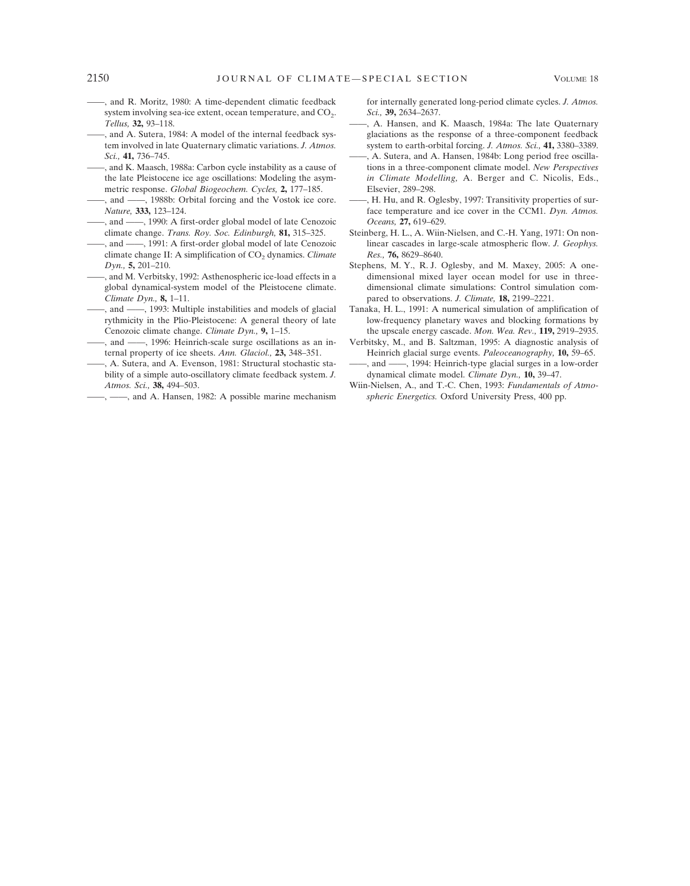——, and R. Moritz, 1980: A time-dependent climatic feedback system involving sea-ice extent, ocean temperature, and $CO_2$. *Tellus,* **32,** 93–118.

——, and A. Sutera, 1984: A model of the internal feedback system involved in late Quaternary climatic variations. *J. Atmos. Sci.,* **41,** 736–745.

——, and K. Maasch, 1988a: Carbon cycle instability as a cause of the late Pleistocene ice age oscillations: Modeling the asymmetric response. *Global Biogeochem. Cycles,* **2,** 177–185.

——, and ——, 1988b: Orbital forcing and the Vostok ice core. *Nature,* **333,** 123–124.

——, and ——, 1990: A first-order global model of late Cenozoic climate change. *Trans. Roy. Soc. Edinburgh,* **81,** 315–325.

——, and ——, 1991: A first-order global model of late Cenozoic climate change II: A simplification of $CO_2$ dynamics. *Climate Dyn.,* **5,** 201–210.

——, and M. Verbitsky, 1992: Asthenospheric ice-load effects in a global dynamical-system model of the Pleistocene climate. *Climate Dyn.,* **8,** 1–11.

——, and ——, 1993: Multiple instabilities and models of glacial rythmicity in the Plio-Pleistocene: A general theory of late Cenozoic climate change. *Climate Dyn.,* **9,** 1–15.

——, and ——, 1996: Heinrich-scale surge oscillations as an internal property of ice sheets. *Ann. Glaciol.,* **23,** 348–351.

——, A. Sutera, and A. Evenson, 1981: Structural stochastic stability of a simple auto-oscillatory climate feedback system. *J. Atmos. Sci.,* **38,** 494–503.

——, ——, and A. Hansen, 1982: A possible marine mechanism for internally generated long-period climate cycles. *J. Atmos. Sci.,* **39,** 2634–2637.

——, A. Hansen, and K. Maasch, 1984a: The late Quaternary glaciations as the response of a three-component feedback system to earth-orbital forcing. *J. Atmos. Sci.,* **41,** 3380–3389.

——, A. Sutera, and A. Hansen, 1984b: Long period free oscillations in a three-component climate model. *New Perspectives in Climate Modelling,* A. Berger and C. Nicolis, Eds., Elsevier, 289–298.

——, H. Hu, and R. Oglesby, 1997: Transitivity properties of surface temperature and ice cover in the CCM1. *Dyn. Atmos. Oceans,* **27,** 619–629.

Steinberg, H. L., A. Wiin-Nielsen, and C.-H. Yang, 1971: On nonlinear cascades in large-scale atmospheric flow. *J. Geophys. Res.,* **76,** 8629–8640.

Stephens, M. Y., R. J. Oglesby, and M. Maxey, 2005: A one-dimensional mixed layer ocean model for use in three-dimensional climate simulations: Control simulation compared to observations. *J. Climate,* **18,** 2199–2221.

Tanaka, H. L., 1991: A numerical simulation of amplification of low-frequency planetary waves and blocking formations by the upscale energy cascade. *Mon. Wea. Rev.,* **119,** 2919–2935.

Verbitsky, M., and B. Saltzman, 1995: A diagnostic analysis of Heinrich glacial surge events. *Paleoceanography,* **10,** 59–65.

——, and ——, 1994: Heinrich-type glacial surges in a low-order dynamical climate model. *Climate Dyn.,* **10,** 39–47.

Wiin-Nielsen, A., and T.-C. Chen, 1993: *Fundamentals of Atmospheric Energetics.* Oxford University Press, 400 pp.